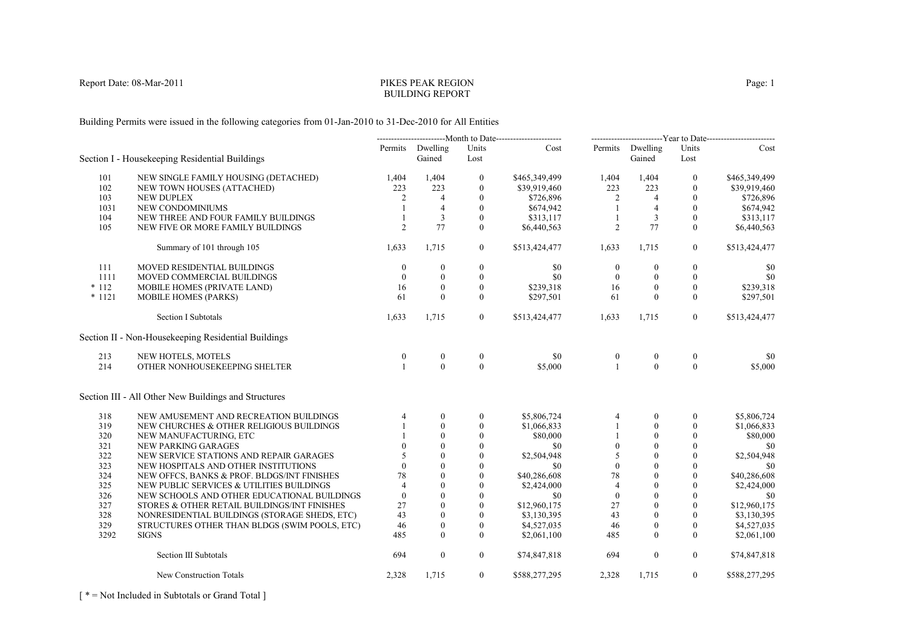Report Date: 08-Mar-2011

# PIKES PEAK REGION
## BUILDING REPORT

Building Permits were issued in the following categories from 01-Jan-2010 to 31-Dec-2010 for All Entities

| | | Month to Date | | | | Year to Date | | | |
|---|---|---|---|---|---|---|---|---|---|
| | | Permits | Dwelling Gained | Units Lost | Cost | Permits | Dwelling Gained | Units Lost | Cost |
| **Section I - Housekeeping Residential Buildings** | | | | | | | | | |
| 101 | NEW SINGLE FAMILY HOUSING (DETACHED) | 1,404 | 1,404 | 0 | $465,349,499 | 1,404 | 1,404 | 0 | $465,349,499 |
| 102 | NEW TOWN HOUSES (ATTACHED) | 223 | 223 | 0 | $39,919,460 | 223 | 223 | 0 | $39,919,460 |
| 103 | NEW DUPLEX | 2 | 4 | 0 | $726,896 | 2 | 4 | 0 | $726,896 |
| 1031 | NEW CONDOMINIUMS | 1 | 4 | 0 | $674,942 | 1 | 4 | 0 | $674,942 |
| 104 | NEW THREE AND FOUR FAMILY BUILDINGS | 1 | 3 | 0 | $313,117 | 1 | 3 | 0 | $313,117 |
| 105 | NEW FIVE OR MORE FAMILY BUILDINGS | 2 | 77 | 0 | $6,440,563 | 2 | 77 | 0 | $6,440,563 |
| | Summary of 101 through 105 | 1,633 | 1,715 | 0 | $513,424,477 | 1,633 | 1,715 | 0 | $513,424,477 |
| 111 | MOVED RESIDENTIAL BUILDINGS | 0 | 0 | 0 | $0 | 0 | 0 | 0 | $0 |
| 1111 | MOVED COMMERCIAL BUILDINGS | 0 | 0 | 0 | $0 | 0 | 0 | 0 | $0 |
| * 112 | MOBILE HOMES (PRIVATE LAND) | 16 | 0 | 0 | $239,318 | 16 | 0 | 0 | $239,318 |
| * 1121 | MOBILE HOMES (PARKS) | 61 | 0 | 0 | $297,501 | 61 | 0 | 0 | $297,501 |
| | Section I Subtotals | 1,633 | 1,715 | 0 | $513,424,477 | 1,633 | 1,715 | 0 | $513,424,477 |
| **Section II - Non-Housekeeping Residential Buildings** | | | | | | | | | |
| 213 | NEW HOTELS, MOTELS | 0 | 0 | 0 | $0 | 0 | 0 | 0 | $0 |
| 214 | OTHER NONHOUSEKEEPING SHELTER | 1 | 0 | 0 | $5,000 | 1 | 0 | 0 | $5,000 |
| **Section III - All Other New Buildings and Structures** | | | | | | | | | |
| 318 | NEW AMUSEMENT AND RECREATION BUILDINGS | 4 | 0 | 0 | $5,806,724 | 4 | 0 | 0 | $5,806,724 |
| 319 | NEW CHURCHES & OTHER RELIGIOUS BUILDINGS | 1 | 0 | 0 | $1,066,833 | 1 | 0 | 0 | $1,066,833 |
| 320 | NEW MANUFACTURING, ETC | 1 | 0 | 0 | $80,000 | 1 | 0 | 0 | $80,000 |
| 321 | NEW PARKING GARAGES | 0 | 0 | 0 | $0 | 0 | 0 | 0 | $0 |
| 322 | NEW SERVICE STATIONS AND REPAIR GARAGES | 5 | 0 | 0 | $2,504,948 | 5 | 0 | 0 | $2,504,948 |
| 323 | NEW HOSPITALS AND OTHER INSTITUTIONS | 0 | 0 | 0 | $0 | 0 | 0 | 0 | $0 |
| 324 | NEW OFFCS, BANKS & PROF. BLDGS/INT FINISHES | 78 | 0 | 0 | $40,286,608 | 78 | 0 | 0 | $40,286,608 |
| 325 | NEW PUBLIC SERVICES & UTILITIES BUILDINGS | 4 | 0 | 0 | $2,424,000 | 4 | 0 | 0 | $2,424,000 |
| 326 | NEW SCHOOLS AND OTHER EDUCATIONAL BUILDINGS | 0 | 0 | 0 | $0 | 0 | 0 | 0 | $0 |
| 327 | STORES & OTHER RETAIL BUILDINGS/INT FINISHES | 27 | 0 | 0 | $12,960,175 | 27 | 0 | 0 | $12,960,175 |
| 328 | NONRESIDENTIAL BUILDINGS (STORAGE SHEDS, ETC) | 43 | 0 | 0 | $3,130,395 | 43 | 0 | 0 | $3,130,395 |
| 329 | STRUCTURES OTHER THAN BLDGS (SWIM POOLS, ETC) | 46 | 0 | 0 | $4,527,035 | 46 | 0 | 0 | $4,527,035 |
| 3292 | SIGNS | 485 | 0 | 0 | $2,061,100 | 485 | 0 | 0 | $2,061,100 |
| | Section III Subtotals | 694 | 0 | 0 | $74,847,818 | 694 | 0 | 0 | $74,847,818 |
| | New Construction Totals | 2,328 | 1,715 | 0 | $588,277,295 | 2,328 | 1,715 | 0 | $588,277,295 |

[ * = Not Included in Subtotals or Grand Total ]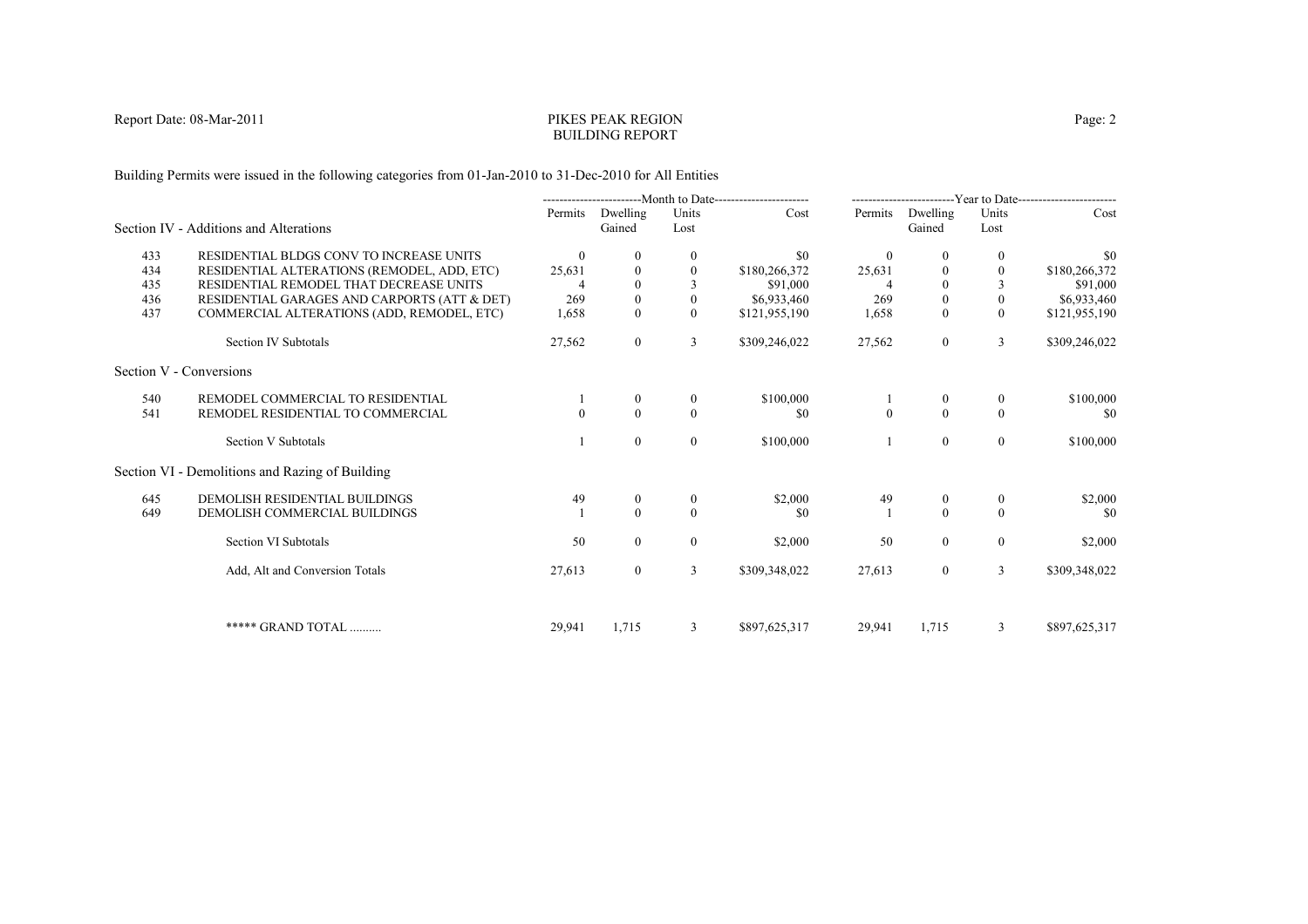Report Date: 08-Mar-2011

# PIKES PEAK REGION
# BUILDING REPORT

Building Permits were issued in the following categories from 01-Jan-2010 to 31-Dec-2010 for All Entities

| | | Month to Date | | | | Year to Date | | | |
|---|---|---|---|---|---|---|---|---|---|
| | Section IV - Additions and Alterations | Permits | Dwelling Gained | Units Lost | Cost | Permits | Dwelling Gained | Units Lost | Cost |
| 433 | RESIDENTIAL BLDGS CONV TO INCREASE UNITS | 0 | 0 | 0 | $0 | 0 | 0 | 0 | $0 |
| 434 | RESIDENTIAL ALTERATIONS (REMODEL, ADD, ETC) | 25,631 | 0 | 0 | $180,266,372 | 25,631 | 0 | 0 | $180,266,372 |
| 435 | RESIDENTIAL REMODEL THAT DECREASE UNITS | 4 | 0 | 3 | $91,000 | 4 | 0 | 3 | $91,000 |
| 436 | RESIDENTIAL GARAGES AND CARPORTS (ATT & DET) | 269 | 0 | 0 | $6,933,460 | 269 | 0 | 0 | $6,933,460 |
| 437 | COMMERCIAL ALTERATIONS (ADD, REMODEL, ETC) | 1,658 | 0 | 0 | $121,955,190 | 1,658 | 0 | 0 | $121,955,190 |
| | Section IV Subtotals | 27,562 | 0 | 3 | $309,246,022 | 27,562 | 0 | 3 | $309,246,022 |
| | **Section V - Conversions** | | | | | | | | |
| 540 | REMODEL COMMERCIAL TO RESIDENTIAL | 1 | 0 | 0 | $100,000 | 1 | 0 | 0 | $100,000 |
| 541 | REMODEL RESIDENTIAL TO COMMERCIAL | 0 | 0 | 0 | $0 | 0 | 0 | 0 | $0 |
| | Section V Subtotals | 1 | 0 | 0 | $100,000 | 1 | 0 | 0 | $100,000 |
| | **Section VI - Demolitions and Razing of Building** | | | | | | | | |
| 645 | DEMOLISH RESIDENTIAL BUILDINGS | 49 | 0 | 0 | $2,000 | 49 | 0 | 0 | $2,000 |
| 649 | DEMOLISH COMMERCIAL BUILDINGS | 1 | 0 | 0 | $0 | 1 | 0 | 0 | $0 |
| | Section VI Subtotals | 50 | 0 | 0 | $2,000 | 50 | 0 | 0 | $2,000 |
| | Add, Alt and Conversion Totals | 27,613 | 0 | 3 | $309,348,022 | 27,613 | 0 | 3 | $309,348,022 |
| | ***** GRAND TOTAL .......... | 29,941 | 1,715 | 3 | $897,625,317 | 29,941 | 1,715 | 3 | $897,625,317 |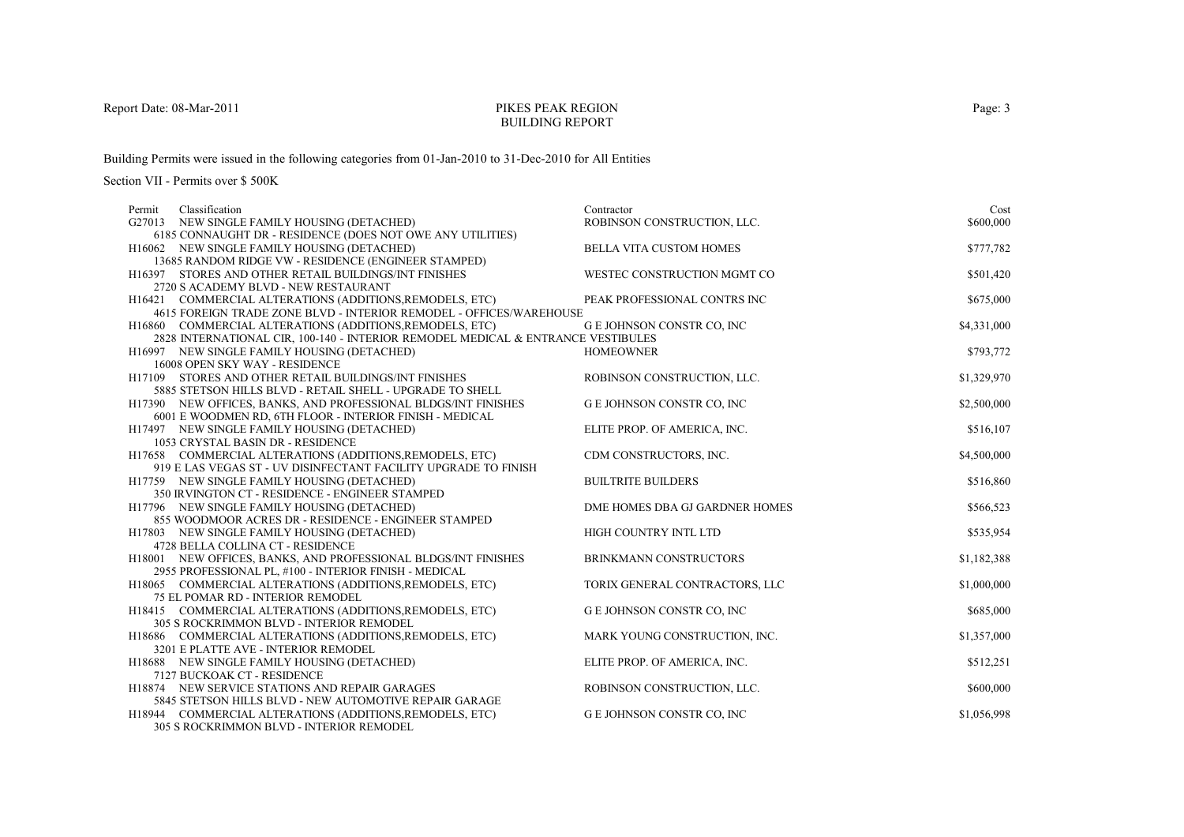Report Date: 08-Mar-2011

# PIKES PEAK REGION
## BUILDING REPORT

Building Permits were issued in the following categories from 01-Jan-2010 to 31-Dec-2010 for All Entities

Section VII - Permits over $ 500K

| Permit | Classification | Contractor | Cost |
|---|---|---|---|
| G27013 | NEW SINGLE FAMILY HOUSING (DETACHED)<br>6185 CONNAUGHT DR - RESIDENCE (DOES NOT OWE ANY UTILITIES) | ROBINSON CONSTRUCTION, LLC. | $600,000 |
| H16062 | NEW SINGLE FAMILY HOUSING (DETACHED)<br>13685 RANDOM RIDGE VW - RESIDENCE (ENGINEER STAMPED) | BELLA VITA CUSTOM HOMES | $777,782 |
| H16397 | STORES AND OTHER RETAIL BUILDINGS/INT FINISHES<br>2720 S ACADEMY BLVD - NEW RESTAURANT | WESTEC CONSTRUCTION MGMT CO | $501,420 |
| H16421 | COMMERCIAL ALTERATIONS (ADDITIONS,REMODELS, ETC)<br>4615 FOREIGN TRADE ZONE BLVD - INTERIOR REMODEL - OFFICES/WAREHOUSE | PEAK PROFESSIONAL CONTRS INC | $675,000 |
| H16860 | COMMERCIAL ALTERATIONS (ADDITIONS,REMODELS, ETC)<br>2828 INTERNATIONAL CIR, 100-140 - INTERIOR REMODEL MEDICAL & ENTRANCE VESTIBULES | G E JOHNSON CONSTR CO, INC | $4,331,000 |
| H16997 | NEW SINGLE FAMILY HOUSING (DETACHED)<br>16008 OPEN SKY WAY - RESIDENCE | HOMEOWNER | $793,772 |
| H17109 | STORES AND OTHER RETAIL BUILDINGS/INT FINISHES<br>5885 STETSON HILLS BLVD - RETAIL SHELL - UPGRADE TO SHELL | ROBINSON CONSTRUCTION, LLC. | $1,329,970 |
| H17390 | NEW OFFICES, BANKS, AND PROFESSIONAL BLDGS/INT FINISHES<br>6001 E WOODMEN RD, 6TH FLOOR - INTERIOR FINISH - MEDICAL | G E JOHNSON CONSTR CO, INC | $2,500,000 |
| H17497 | NEW SINGLE FAMILY HOUSING (DETACHED)<br>1053 CRYSTAL BASIN DR - RESIDENCE | ELITE PROP. OF AMERICA, INC. | $516,107 |
| H17658 | COMMERCIAL ALTERATIONS (ADDITIONS,REMODELS, ETC)<br>919 E LAS VEGAS ST - UV DISINFECTANT FACILITY UPGRADE TO FINISH | CDM CONSTRUCTORS, INC. | $4,500,000 |
| H17759 | NEW SINGLE FAMILY HOUSING (DETACHED)<br>350 IRVINGTON CT - RESIDENCE - ENGINEER STAMPED | BUILTRITE BUILDERS | $516,860 |
| H17796 | NEW SINGLE FAMILY HOUSING (DETACHED)<br>855 WOODMOOR ACRES DR - RESIDENCE - ENGINEER STAMPED | DME HOMES DBA GJ GARDNER HOMES | $566,523 |
| H17803 | NEW SINGLE FAMILY HOUSING (DETACHED)<br>4728 BELLA COLLINA CT - RESIDENCE | HIGH COUNTRY INTL LTD | $535,954 |
| H18001 | NEW OFFICES, BANKS, AND PROFESSIONAL BLDGS/INT FINISHES<br>2955 PROFESSIONAL PL, #100 - INTERIOR FINISH - MEDICAL | BRINKMANN CONSTRUCTORS | $1,182,388 |
| H18065 | COMMERCIAL ALTERATIONS (ADDITIONS,REMODELS, ETC)<br>75 EL POMAR RD - INTERIOR REMODEL | TORIX GENERAL CONTRACTORS, LLC | $1,000,000 |
| H18415 | COMMERCIAL ALTERATIONS (ADDITIONS,REMODELS, ETC)<br>305 S ROCKRIMMON BLVD - INTERIOR REMODEL | G E JOHNSON CONSTR CO, INC | $685,000 |
| H18686 | COMMERCIAL ALTERATIONS (ADDITIONS,REMODELS, ETC)<br>3201 E PLATTE AVE - INTERIOR REMODEL | MARK YOUNG CONSTRUCTION, INC. | $1,357,000 |
| H18688 | NEW SINGLE FAMILY HOUSING (DETACHED)<br>7127 BUCKOAK CT - RESIDENCE | ELITE PROP. OF AMERICA, INC. | $512,251 |
| H18874 | NEW SERVICE STATIONS AND REPAIR GARAGES<br>5845 STETSON HILLS BLVD - NEW AUTOMOTIVE REPAIR GARAGE | ROBINSON CONSTRUCTION, LLC. | $600,000 |
| H18944 | COMMERCIAL ALTERATIONS (ADDITIONS,REMODELS, ETC)<br>305 S ROCKRIMMON BLVD - INTERIOR REMODEL | G E JOHNSON CONSTR CO, INC | $1,056,998 |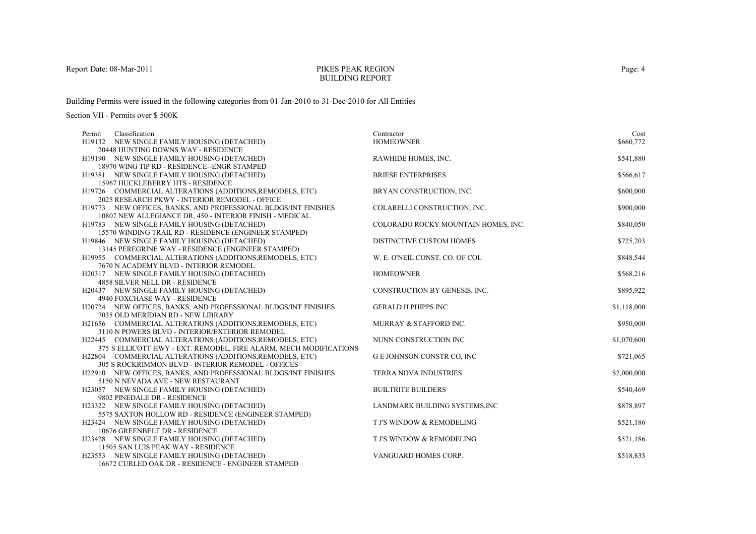# PIKES PEAK REGION
## BUILDING REPORT

Report Date: 08-Mar-2011

Building Permits were issued in the following categories from 01-Jan-2010 to 31-Dec-2010 for All Entities

Section VII - Permits over $ 500K

| Permit | Classification | Contractor | Cost |
|---|---|---|---|
| H19132 | NEW SINGLE FAMILY HOUSING (DETACHED)<br>20448 HUNTING DOWNS WAY - RESIDENCE | HOMEOWNER | $660,772 |
| H19190 | NEW SINGLE FAMILY HOUSING (DETACHED)<br>18970 WING TIP RD - RESIDENCE--ENGR STAMPED | RAWHIDE HOMES, INC. | $541,880 |
| H19381 | NEW SINGLE FAMILY HOUSING (DETACHED)<br>15967 HUCKLEBERRY HTS - RESIDENCE | BRIESE ENTERPRISES | $566,617 |
| H19726 | COMMERCIAL ALTERATIONS (ADDITIONS,REMODELS, ETC)<br>2025 RESEARCH PKWY - INTERIOR REMODEL - OFFICE | BRYAN CONSTRUCTION, INC. | $600,000 |
| H19773 | NEW OFFICES, BANKS, AND PROFESSIONAL BLDGS/INT FINISHES<br>10807 NEW ALLEGIANCE DR, 450 - INTERIOR FINISH - MEDICAL | COLARELLI CONSTRUCTION, INC. | $900,000 |
| H19783 | NEW SINGLE FAMILY HOUSING (DETACHED)<br>15570 WINDING TRAIL RD - RESIDENCE (ENGINEER STAMPED) | COLORADO ROCKY MOUNTAIN HOMES, INC. | $840,050 |
| H19846 | NEW SINGLE FAMILY HOUSING (DETACHED)<br>13145 PEREGRINE WAY - RESIDENCE (ENGINEER STAMPED) | DISTINCTIVE CUSTOM HOMES | $725,203 |
| H19955 | COMMERCIAL ALTERATIONS (ADDITIONS,REMODELS, ETC)<br>7670 N ACADEMY BLVD - INTERIOR REMODEL | W. E. O'NEIL CONST. CO. OF COL | $848,544 |
| H20317 | NEW SINGLE FAMILY HOUSING (DETACHED)<br>4858 SILVER NELL DR - RESIDENCE | HOMEOWNER | $568,216 |
| H20437 | NEW SINGLE FAMILY HOUSING (DETACHED)<br>4940 FOXCHASE WAY - RESIDENCE | CONSTRUCTION BY GENESIS, INC. | $895,922 |
| H20724 | NEW OFFICES, BANKS, AND PROFESSIONAL BLDGS/INT FINISHES<br>7035 OLD MERIDIAN RD - NEW LIBRARY | GERALD H PHIPPS INC | $1,118,000 |
| H21656 | COMMERCIAL ALTERATIONS (ADDITIONS,REMODELS, ETC)<br>3110 N POWERS BLVD - INTERIOR/EXTERIOR REMODEL | MURRAY & STAFFORD INC. | $950,000 |
| H22445 | COMMERCIAL ALTERATIONS (ADDITIONS,REMODELS, ETC)<br>375 S ELLICOTT HWY - EXT. REMODEL, FIRE ALARM, MECH MODIFICATIONS | NUNN CONSTRUCTION INC | $1,070,600 |
| H22804 | COMMERCIAL ALTERATIONS (ADDITIONS,REMODELS, ETC)<br>305 S ROCKRIMMON BLVD - INTERIOR REMODEL - OFFICES | G E JOHNSON CONSTR CO, INC | $721,065 |
| H22910 | NEW OFFICES, BANKS, AND PROFESSIONAL BLDGS/INT FINISHES<br>5150 N NEVADA AVE - NEW RESTAURANT | TERRA NOVA INDUSTRIES | $2,000,000 |
| H23057 | NEW SINGLE FAMILY HOUSING (DETACHED)<br>9802 PINEDALE DR - RESIDENCE | BUILTRITE BUILDERS | $540,469 |
| H23322 | NEW SINGLE FAMILY HOUSING (DETACHED)<br>5575 SAXTON HOLLOW RD - RESIDENCE (ENGINEER STAMPED) | LANDMARK BUILDING SYSTEMS,INC | $878,897 |
| H23424 | NEW SINGLE FAMILY HOUSING (DETACHED)<br>10676 GREENBELT DR - RESIDENCE | T J'S WINDOW & REMODELING | $521,186 |
| H23428 | NEW SINGLE FAMILY HOUSING (DETACHED)<br>11505 SAN LUIS PEAK WAY - RESIDENCE | T J'S WINDOW & REMODELING | $521,186 |
| H23553 | NEW SINGLE FAMILY HOUSING (DETACHED)<br>16672 CURLED OAK DR - RESIDENCE - ENGINEER STAMPED | VANGUARD HOMES CORP. | $518,835 |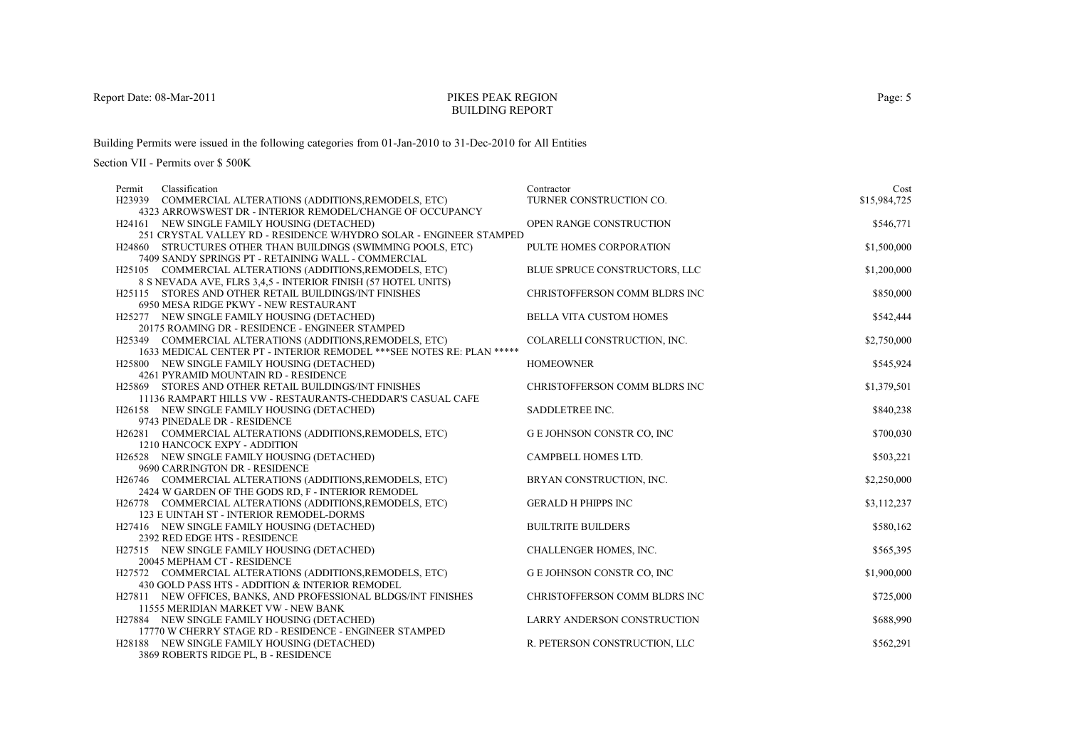Report Date: 08-Mar-2011

# PIKES PEAK REGION
## BUILDING REPORT

Building Permits were issued in the following categories from 01-Jan-2010 to 31-Dec-2010 for All Entities

Section VII - Permits over $ 500K

| Permit | Classification | Contractor | Cost |
|---|---|---|---|
| H23939 | COMMERCIAL ALTERATIONS (ADDITIONS,REMODELS, ETC)<br>4323 ARROWSWEST DR - INTERIOR REMODEL/CHANGE OF OCCUPANCY | TURNER CONSTRUCTION CO. | $15,984,725 |
| H24161 | NEW SINGLE FAMILY HOUSING (DETACHED)<br>251 CRYSTAL VALLEY RD - RESIDENCE W/HYDRO SOLAR - ENGINEER STAMPED | OPEN RANGE CONSTRUCTION | $546,771 |
| H24860 | STRUCTURES OTHER THAN BUILDINGS (SWIMMING POOLS, ETC)<br>7409 SANDY SPRINGS PT - RETAINING WALL - COMMERCIAL | PULTE HOMES CORPORATION | $1,500,000 |
| H25105 | COMMERCIAL ALTERATIONS (ADDITIONS,REMODELS, ETC)<br>8 S NEVADA AVE, FLRS 3,4,5 - INTERIOR FINISH (57 HOTEL UNITS) | BLUE SPRUCE CONSTRUCTORS, LLC | $1,200,000 |
| H25115 | STORES AND OTHER RETAIL BUILDINGS/INT FINISHES<br>6950 MESA RIDGE PKWY - NEW RESTAURANT | CHRISTOFFERSON COMM BLDRS INC | $850,000 |
| H25277 | NEW SINGLE FAMILY HOUSING (DETACHED)<br>20175 ROAMING DR - RESIDENCE - ENGINEER STAMPED | BELLA VITA CUSTOM HOMES | $542,444 |
| H25349 | COMMERCIAL ALTERATIONS (ADDITIONS,REMODELS, ETC)<br>1633 MEDICAL CENTER PT - INTERIOR REMODEL ***SEE NOTES RE: PLAN ***** | COLARELLI CONSTRUCTION, INC. | $2,750,000 |
| H25800 | NEW SINGLE FAMILY HOUSING (DETACHED)<br>4261 PYRAMID MOUNTAIN RD - RESIDENCE | HOMEOWNER | $545,924 |
| H25869 | STORES AND OTHER RETAIL BUILDINGS/INT FINISHES<br>11136 RAMPART HILLS VW - RESTAURANTS-CHEDDAR'S CASUAL CAFE | CHRISTOFFERSON COMM BLDRS INC | $1,379,501 |
| H26158 | NEW SINGLE FAMILY HOUSING (DETACHED)<br>9743 PINEDALE DR - RESIDENCE | SADDLETREE INC. | $840,238 |
| H26281 | COMMERCIAL ALTERATIONS (ADDITIONS,REMODELS, ETC)<br>1210 HANCOCK EXPY - ADDITION | G E JOHNSON CONSTR CO, INC | $700,030 |
| H26528 | NEW SINGLE FAMILY HOUSING (DETACHED)<br>9690 CARRINGTON DR - RESIDENCE | CAMPBELL HOMES LTD. | $503,221 |
| H26746 | COMMERCIAL ALTERATIONS (ADDITIONS,REMODELS, ETC)<br>2424 W GARDEN OF THE GODS RD, F - INTERIOR REMODEL | BRYAN CONSTRUCTION, INC. | $2,250,000 |
| H26778 | COMMERCIAL ALTERATIONS (ADDITIONS,REMODELS, ETC)<br>123 E UINTAH ST - INTERIOR REMODEL-DORMS | GERALD H PHIPPS INC | $3,112,237 |
| H27416 | NEW SINGLE FAMILY HOUSING (DETACHED)<br>2392 RED EDGE HTS - RESIDENCE | BUILTRITE BUILDERS | $580,162 |
| H27515 | NEW SINGLE FAMILY HOUSING (DETACHED)<br>20045 MEPHAM CT - RESIDENCE | CHALLENGER HOMES, INC. | $565,395 |
| H27572 | COMMERCIAL ALTERATIONS (ADDITIONS,REMODELS, ETC)<br>430 GOLD PASS HTS - ADDITION & INTERIOR REMODEL | G E JOHNSON CONSTR CO, INC | $1,900,000 |
| H27811 | NEW OFFICES, BANKS, AND PROFESSIONAL BLDGS/INT FINISHES<br>11555 MERIDIAN MARKET VW - NEW BANK | CHRISTOFFERSON COMM BLDRS INC | $725,000 |
| H27884 | NEW SINGLE FAMILY HOUSING (DETACHED)<br>17770 W CHERRY STAGE RD - RESIDENCE - ENGINEER STAMPED | LARRY ANDERSON CONSTRUCTION | $688,990 |
| H28188 | NEW SINGLE FAMILY HOUSING (DETACHED)<br>3869 ROBERTS RIDGE PL, B - RESIDENCE | R. PETERSON CONSTRUCTION, LLC | $562,291 |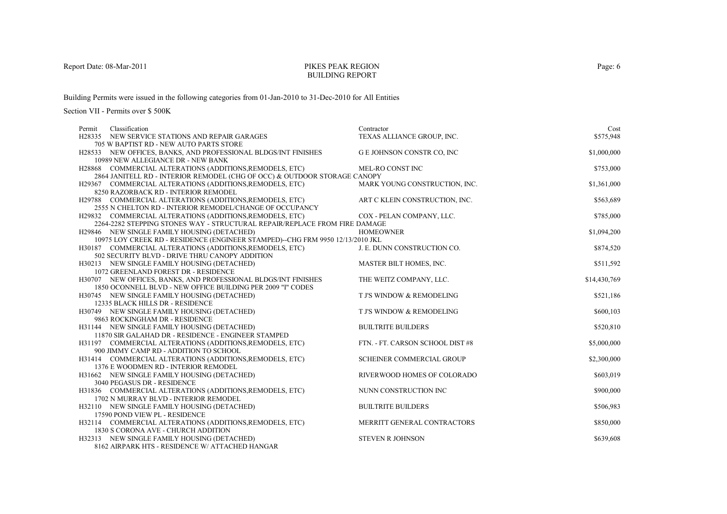Report Date: 08-Mar-2011

# PIKES PEAK REGION
## BUILDING REPORT

Building Permits were issued in the following categories from 01-Jan-2010 to 31-Dec-2010 for All Entities

Section VII - Permits over $ 500K

| Permit | Classification | Contractor | Cost |
|---|---|---|---|
| H28335 | NEW SERVICE STATIONS AND REPAIR GARAGES<br>705 W BAPTIST RD - NEW AUTO PARTS STORE | TEXAS ALLIANCE GROUP, INC. | $575,948 |
| H28533 | NEW OFFICES, BANKS, AND PROFESSIONAL BLDGS/INT FINISHES<br>10989 NEW ALLEGIANCE DR - NEW BANK | G E JOHNSON CONSTR CO, INC | $1,000,000 |
| H28868 | COMMERCIAL ALTERATIONS (ADDITIONS,REMODELS, ETC)<br>2864 JANITELL RD - INTERIOR REMODEL (CHG OF OCC) & OUTDOOR STORAGE CANOPY | MEL-RO CONST INC | $753,000 |
| H29367 | COMMERCIAL ALTERATIONS (ADDITIONS,REMODELS, ETC)<br>8250 RAZORBACK RD - INTERIOR REMODEL | MARK YOUNG CONSTRUCTION, INC. | $1,361,000 |
| H29788 | COMMERCIAL ALTERATIONS (ADDITIONS,REMODELS, ETC)<br>2555 N CHELTON RD - INTERIOR REMODEL/CHANGE OF OCCUPANCY | ART C KLEIN CONSTRUCTION, INC. | $563,689 |
| H29832 | COMMERCIAL ALTERATIONS (ADDITIONS,REMODELS, ETC)<br>2264-2282 STEPPING STONES WAY - STRUCTURAL REPAIR/REPLACE FROM FIRE DAMAGE | COX - PELAN COMPANY, LLC. | $785,000 |
| H29846 | NEW SINGLE FAMILY HOUSING (DETACHED)<br>10975 LOY CREEK RD - RESIDENCE (ENGINEER STAMPED)--CHG FRM 9950 12/13/2010 JKL | HOMEOWNER | $1,094,200 |
| H30187 | COMMERCIAL ALTERATIONS (ADDITIONS,REMODELS, ETC)<br>502 SECURITY BLVD - DRIVE THRU CANOPY ADDITION | J. E. DUNN CONSTRUCTION CO. | $874,520 |
| H30213 | NEW SINGLE FAMILY HOUSING (DETACHED)<br>1072 GREENLAND FOREST DR - RESIDENCE | MASTER BILT HOMES, INC. | $511,592 |
| H30707 | NEW OFFICES, BANKS, AND PROFESSIONAL BLDGS/INT FINISHES<br>1850 OCONNELL BLVD - NEW OFFICE BUILDING PER 2009 "I" CODES | THE WEITZ COMPANY, LLC. | $14,430,769 |
| H30745 | NEW SINGLE FAMILY HOUSING (DETACHED)<br>12335 BLACK HILLS DR - RESIDENCE | T J'S WINDOW & REMODELING | $521,186 |
| H30749 | NEW SINGLE FAMILY HOUSING (DETACHED)<br>9863 ROCKINGHAM DR - RESIDENCE | T J'S WINDOW & REMODELING | $600,103 |
| H31144 | NEW SINGLE FAMILY HOUSING (DETACHED)<br>11870 SIR GALAHAD DR - RESIDENCE - ENGINEER STAMPED | BUILTRITE BUILDERS | $520,810 |
| H31197 | COMMERCIAL ALTERATIONS (ADDITIONS,REMODELS, ETC)<br>900 JIMMY CAMP RD - ADDITION TO SCHOOL | FTN. - FT. CARSON SCHOOL DIST #8 | $5,000,000 |
| H31414 | COMMERCIAL ALTERATIONS (ADDITIONS,REMODELS, ETC)<br>1376 E WOODMEN RD - INTERIOR REMODEL | SCHEINER COMMERCIAL GROUP | $2,300,000 |
| H31662 | NEW SINGLE FAMILY HOUSING (DETACHED)<br>3040 PEGASUS DR - RESIDENCE | RIVERWOOD HOMES OF COLORADO | $603,019 |
| H31836 | COMMERCIAL ALTERATIONS (ADDITIONS,REMODELS, ETC)<br>1702 N MURRAY BLVD - INTERIOR REMODEL | NUNN CONSTRUCTION INC | $900,000 |
| H32110 | NEW SINGLE FAMILY HOUSING (DETACHED)<br>17590 POND VIEW PL - RESIDENCE | BUILTRITE BUILDERS | $506,983 |
| H32114 | COMMERCIAL ALTERATIONS (ADDITIONS,REMODELS, ETC)<br>1830 S CORONA AVE - CHURCH ADDITION | MERRITT GENERAL CONTRACTORS | $850,000 |
| H32313 | NEW SINGLE FAMILY HOUSING (DETACHED)<br>8162 AIRPARK HTS - RESIDENCE W/ ATTACHED HANGAR | STEVEN R JOHNSON | $639,608 |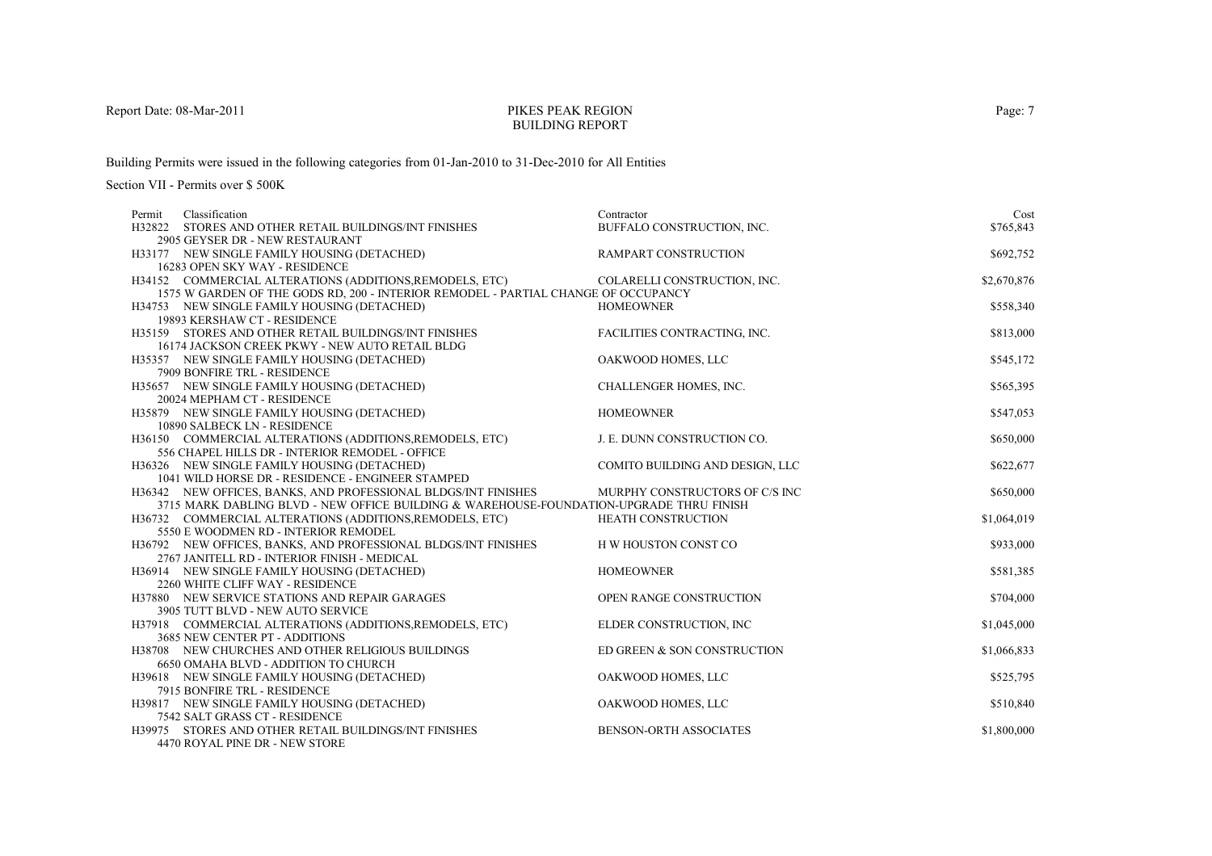Report Date: 08-Mar-2011

# PIKES PEAK REGION
## BUILDING REPORT

Building Permits were issued in the following categories from 01-Jan-2010 to 31-Dec-2010 for All Entities

Section VII - Permits over $ 500K

| Permit | Classification | Contractor | Cost |
|---|---|---|---|
| H32822 | STORES AND OTHER RETAIL BUILDINGS/INT FINISHES<br>2905 GEYSER DR - NEW RESTAURANT | BUFFALO CONSTRUCTION, INC. | $765,843 |
| H33177 | NEW SINGLE FAMILY HOUSING (DETACHED)<br>16283 OPEN SKY WAY - RESIDENCE | RAMPART CONSTRUCTION | $692,752 |
| H34152 | COMMERCIAL ALTERATIONS (ADDITIONS,REMODELS, ETC)<br>1575 W GARDEN OF THE GODS RD, 200 - INTERIOR REMODEL - PARTIAL CHANGE OF OCCUPANCY | COLARELLI CONSTRUCTION, INC. | $2,670,876 |
| H34753 | NEW SINGLE FAMILY HOUSING (DETACHED)<br>19893 KERSHAW CT - RESIDENCE | HOMEOWNER | $558,340 |
| H35159 | STORES AND OTHER RETAIL BUILDINGS/INT FINISHES<br>16174 JACKSON CREEK PKWY - NEW AUTO RETAIL BLDG | FACILITIES CONTRACTING, INC. | $813,000 |
| H35357 | NEW SINGLE FAMILY HOUSING (DETACHED)<br>7909 BONFIRE TRL - RESIDENCE | OAKWOOD HOMES, LLC | $545,172 |
| H35657 | NEW SINGLE FAMILY HOUSING (DETACHED)<br>20024 MEPHAM CT - RESIDENCE | CHALLENGER HOMES, INC. | $565,395 |
| H35879 | NEW SINGLE FAMILY HOUSING (DETACHED)<br>10890 SALBECK LN - RESIDENCE | HOMEOWNER | $547,053 |
| H36150 | COMMERCIAL ALTERATIONS (ADDITIONS,REMODELS, ETC)<br>556 CHAPEL HILLS DR - INTERIOR REMODEL - OFFICE | J. E. DUNN CONSTRUCTION CO. | $650,000 |
| H36326 | NEW SINGLE FAMILY HOUSING (DETACHED)<br>1041 WILD HORSE DR - RESIDENCE - ENGINEER STAMPED | COMITO BUILDING AND DESIGN, LLC | $622,677 |
| H36342 | NEW OFFICES, BANKS, AND PROFESSIONAL BLDGS/INT FINISHES<br>3715 MARK DABLING BLVD - NEW OFFICE BUILDING & WAREHOUSE-FOUNDATION-UPGRADE THRU FINISH | MURPHY CONSTRUCTORS OF C/S INC | $650,000 |
| H36732 | COMMERCIAL ALTERATIONS (ADDITIONS,REMODELS, ETC)<br>5550 E WOODMEN RD - INTERIOR REMODEL | HEATH CONSTRUCTION | $1,064,019 |
| H36792 | NEW OFFICES, BANKS, AND PROFESSIONAL BLDGS/INT FINISHES<br>2767 JANITELL RD - INTERIOR FINISH - MEDICAL | H W HOUSTON CONST CO | $933,000 |
| H36914 | NEW SINGLE FAMILY HOUSING (DETACHED)<br>2260 WHITE CLIFF WAY - RESIDENCE | HOMEOWNER | $581,385 |
| H37880 | NEW SERVICE STATIONS AND REPAIR GARAGES<br>3905 TUTT BLVD - NEW AUTO SERVICE | OPEN RANGE CONSTRUCTION | $704,000 |
| H37918 | COMMERCIAL ALTERATIONS (ADDITIONS,REMODELS, ETC)<br>3685 NEW CENTER PT - ADDITIONS | ELDER CONSTRUCTION, INC | $1,045,000 |
| H38708 | NEW CHURCHES AND OTHER RELIGIOUS BUILDINGS<br>6650 OMAHA BLVD - ADDITION TO CHURCH | ED GREEN & SON CONSTRUCTION | $1,066,833 |
| H39618 | NEW SINGLE FAMILY HOUSING (DETACHED)<br>7915 BONFIRE TRL - RESIDENCE | OAKWOOD HOMES, LLC | $525,795 |
| H39817 | NEW SINGLE FAMILY HOUSING (DETACHED)<br>7542 SALT GRASS CT - RESIDENCE | OAKWOOD HOMES, LLC | $510,840 |
| H39975 | STORES AND OTHER RETAIL BUILDINGS/INT FINISHES<br>4470 ROYAL PINE DR - NEW STORE | BENSON-ORTH ASSOCIATES | $1,800,000 |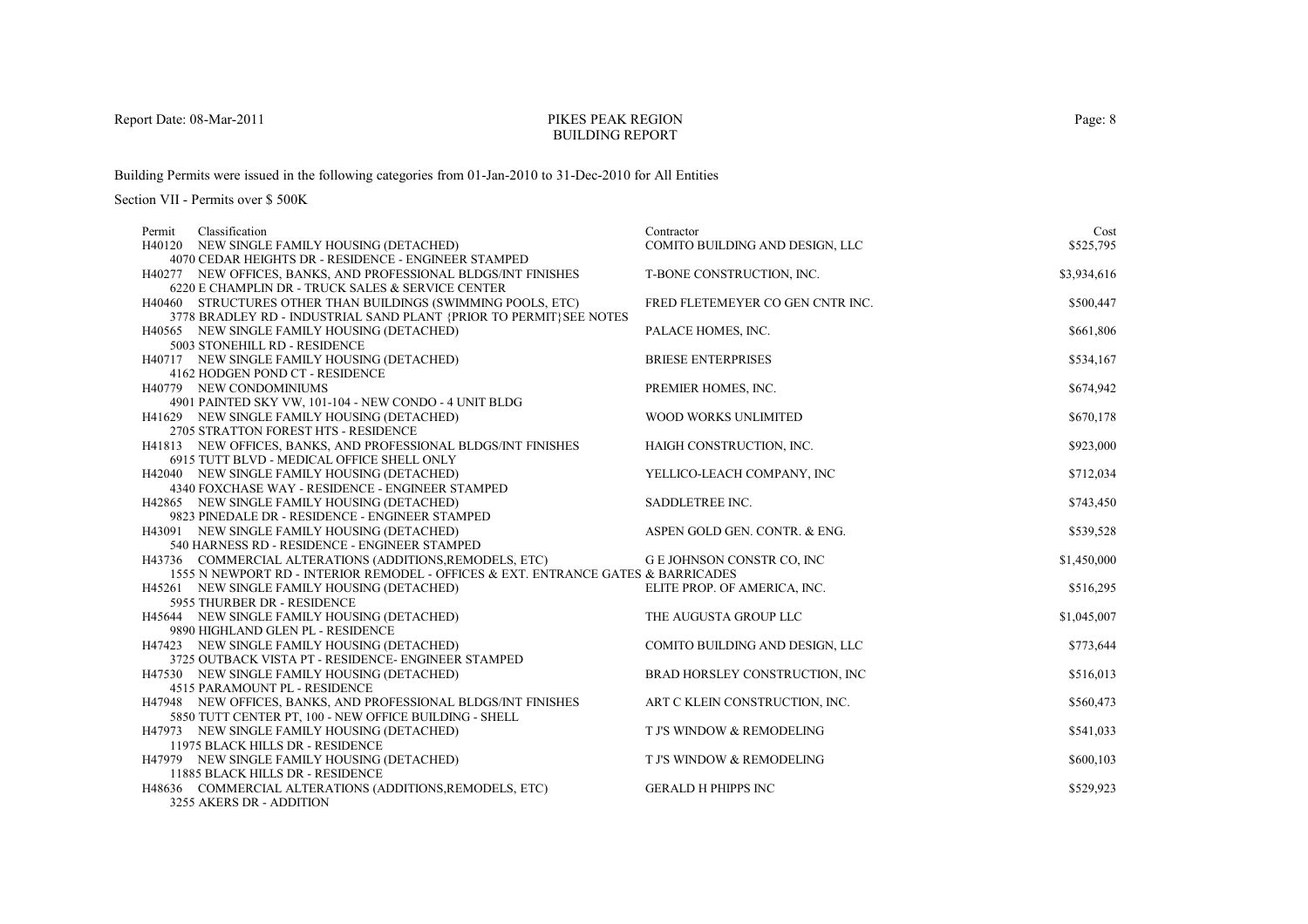Report Date: 08-Mar-2011

# PIKES PEAK REGION
## BUILDING REPORT

Building Permits were issued in the following categories from 01-Jan-2010 to 31-Dec-2010 for All Entities

Section VII - Permits over $ 500K

| Permit | Classification | Contractor | Cost |
|---|---|---|---|
| H40120 | NEW SINGLE FAMILY HOUSING (DETACHED)<br>4070 CEDAR HEIGHTS DR - RESIDENCE - ENGINEER STAMPED | COMITO BUILDING AND DESIGN, LLC | $525,795 |
| H40277 | NEW OFFICES, BANKS, AND PROFESSIONAL BLDGS/INT FINISHES<br>6220 E CHAMPLIN DR - TRUCK SALES & SERVICE CENTER | T-BONE CONSTRUCTION, INC. | $3,934,616 |
| H40460 | STRUCTURES OTHER THAN BUILDINGS (SWIMMING POOLS, ETC)<br>3778 BRADLEY RD - INDUSTRIAL SAND PLANT {PRIOR TO PERMIT}SEE NOTES | FRED FLETEMEYER CO GEN CNTR INC. | $500,447 |
| H40565 | NEW SINGLE FAMILY HOUSING (DETACHED)<br>5003 STONEHILL RD - RESIDENCE | PALACE HOMES, INC. | $661,806 |
| H40717 | NEW SINGLE FAMILY HOUSING (DETACHED)<br>4162 HODGEN POND CT - RESIDENCE | BRIESE ENTERPRISES | $534,167 |
| H40779 | NEW CONDOMINIUMS<br>4901 PAINTED SKY VW, 101-104 - NEW CONDO - 4 UNIT BLDG | PREMIER HOMES, INC. | $674,942 |
| H41629 | NEW SINGLE FAMILY HOUSING (DETACHED)<br>2705 STRATTON FOREST HTS - RESIDENCE | WOOD WORKS UNLIMITED | $670,178 |
| H41813 | NEW OFFICES, BANKS, AND PROFESSIONAL BLDGS/INT FINISHES<br>6915 TUTT BLVD - MEDICAL OFFICE SHELL ONLY | HAIGH CONSTRUCTION, INC. | $923,000 |
| H42040 | NEW SINGLE FAMILY HOUSING (DETACHED)<br>4340 FOXCHASE WAY - RESIDENCE - ENGINEER STAMPED | YELLICO-LEACH COMPANY, INC | $712,034 |
| H42865 | NEW SINGLE FAMILY HOUSING (DETACHED)<br>9823 PINEDALE DR - RESIDENCE - ENGINEER STAMPED | SADDLETREE INC. | $743,450 |
| H43091 | NEW SINGLE FAMILY HOUSING (DETACHED)<br>540 HARNESS RD - RESIDENCE - ENGINEER STAMPED | ASPEN GOLD GEN. CONTR. & ENG. | $539,528 |
| H43736 | COMMERCIAL ALTERATIONS (ADDITIONS,REMODELS, ETC)<br>1555 N NEWPORT RD - INTERIOR REMODEL - OFFICES & EXT. ENTRANCE GATES & BARRICADES | G E JOHNSON CONSTR CO, INC | $1,450,000 |
| H45261 | NEW SINGLE FAMILY HOUSING (DETACHED)<br>5955 THURBER DR - RESIDENCE | ELITE PROP. OF AMERICA, INC. | $516,295 |
| H45644 | NEW SINGLE FAMILY HOUSING (DETACHED)<br>9890 HIGHLAND GLEN PL - RESIDENCE | THE AUGUSTA GROUP LLC | $1,045,007 |
| H47423 | NEW SINGLE FAMILY HOUSING (DETACHED)<br>3725 OUTBACK VISTA PT - RESIDENCE- ENGINEER STAMPED | COMITO BUILDING AND DESIGN, LLC | $773,644 |
| H47530 | NEW SINGLE FAMILY HOUSING (DETACHED)<br>4515 PARAMOUNT PL - RESIDENCE | BRAD HORSLEY CONSTRUCTION, INC | $516,013 |
| H47948 | NEW OFFICES, BANKS, AND PROFESSIONAL BLDGS/INT FINISHES<br>5850 TUTT CENTER PT, 100 - NEW OFFICE BUILDING - SHELL | ART C KLEIN CONSTRUCTION, INC. | $560,473 |
| H47973 | NEW SINGLE FAMILY HOUSING (DETACHED)<br>11975 BLACK HILLS DR - RESIDENCE | T J'S WINDOW & REMODELING | $541,033 |
| H47979 | NEW SINGLE FAMILY HOUSING (DETACHED)<br>11885 BLACK HILLS DR - RESIDENCE | T J'S WINDOW & REMODELING | $600,103 |
| H48636 | COMMERCIAL ALTERATIONS (ADDITIONS,REMODELS, ETC)<br>3255 AKERS DR - ADDITION | GERALD H PHIPPS INC | $529,923 |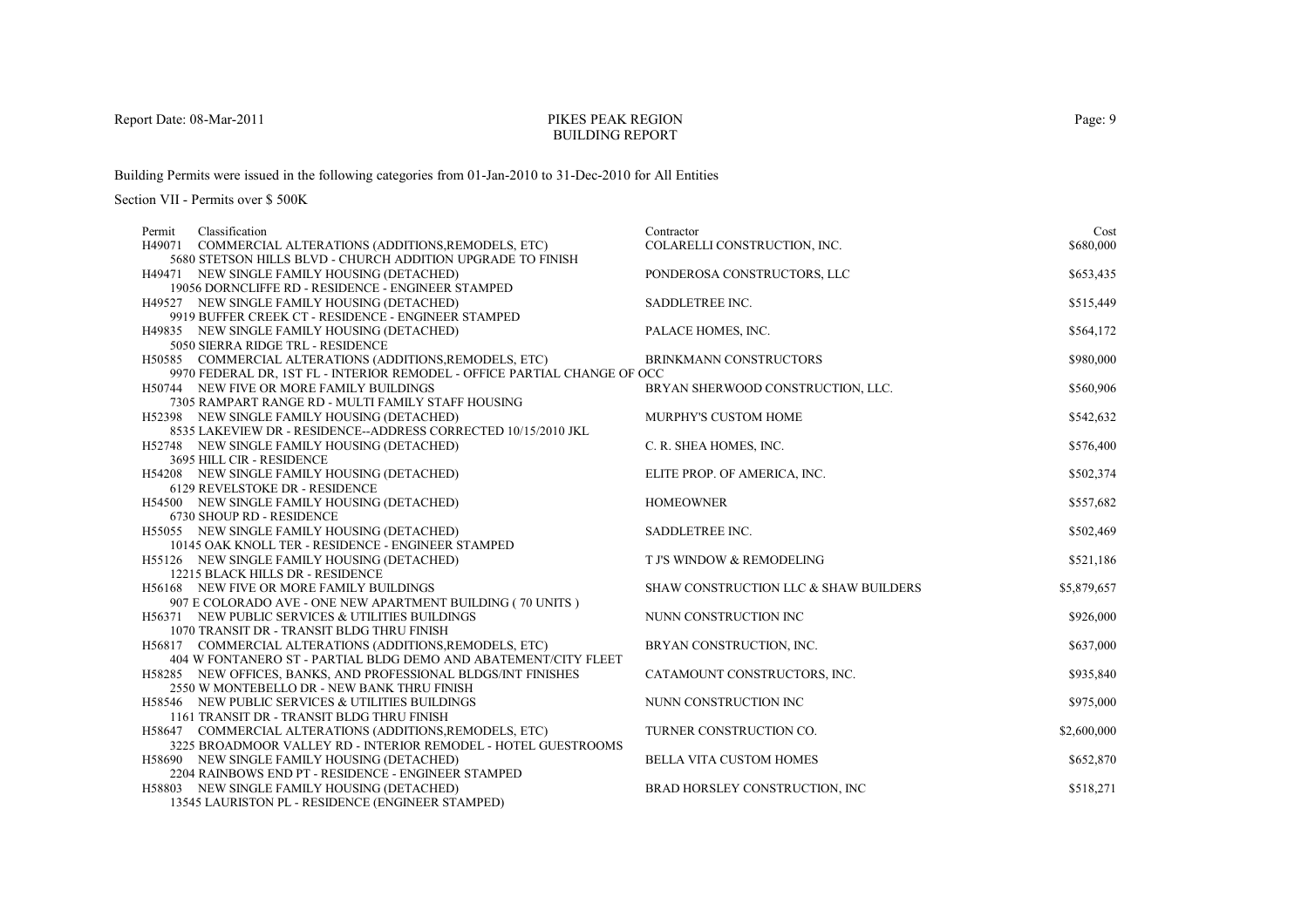Building Permits were issued in the following categories from 01-Jan-2010 to 31-Dec-2010 for All Entities

Section VII - Permits over $ 500K

| Permit | Classification | Contractor | Cost |
|---|---|---|---|
| H49071 | COMMERCIAL ALTERATIONS (ADDITIONS,REMODELS, ETC)<br>5680 STETSON HILLS BLVD - CHURCH ADDITION UPGRADE TO FINISH | COLARELLI CONSTRUCTION, INC. | $680,000 |
| H49471 | NEW SINGLE FAMILY HOUSING (DETACHED)<br>19056 DORNCLIFFE RD - RESIDENCE - ENGINEER STAMPED | PONDEROSA CONSTRUCTORS, LLC | $653,435 |
| H49527 | NEW SINGLE FAMILY HOUSING (DETACHED)<br>9919 BUFFER CREEK CT - RESIDENCE - ENGINEER STAMPED | SADDLETREE INC. | $515,449 |
| H49835 | NEW SINGLE FAMILY HOUSING (DETACHED)<br>5050 SIERRA RIDGE TRL - RESIDENCE | PALACE HOMES, INC. | $564,172 |
| H50585 | COMMERCIAL ALTERATIONS (ADDITIONS,REMODELS, ETC)<br>9970 FEDERAL DR, 1ST FL - INTERIOR REMODEL - OFFICE PARTIAL CHANGE OF OCC | BRINKMANN CONSTRUCTORS | $980,000 |
| H50744 | NEW FIVE OR MORE FAMILY BUILDINGS<br>7305 RAMPART RANGE RD - MULTI FAMILY STAFF HOUSING | BRYAN SHERWOOD CONSTRUCTION, LLC. | $560,906 |
| H52398 | NEW SINGLE FAMILY HOUSING (DETACHED)<br>8535 LAKEVIEW DR - RESIDENCE--ADDRESS CORRECTED 10/15/2010 JKL | MURPHY'S CUSTOM HOME | $542,632 |
| H52748 | NEW SINGLE FAMILY HOUSING (DETACHED)<br>3695 HILL CIR - RESIDENCE | C. R. SHEA HOMES, INC. | $576,400 |
| H54208 | NEW SINGLE FAMILY HOUSING (DETACHED)<br>6129 REVELSTOKE DR - RESIDENCE | ELITE PROP. OF AMERICA, INC. | $502,374 |
| H54500 | NEW SINGLE FAMILY HOUSING (DETACHED)<br>6730 SHOUP RD - RESIDENCE | HOMEOWNER | $557,682 |
| H55055 | NEW SINGLE FAMILY HOUSING (DETACHED)<br>10145 OAK KNOLL TER - RESIDENCE - ENGINEER STAMPED | SADDLETREE INC. | $502,469 |
| H55126 | NEW SINGLE FAMILY HOUSING (DETACHED)<br>12215 BLACK HILLS DR - RESIDENCE | T J'S WINDOW & REMODELING | $521,186 |
| H56168 | NEW FIVE OR MORE FAMILY BUILDINGS<br>907 E COLORADO AVE - ONE NEW APARTMENT BUILDING ( 70 UNITS ) | SHAW CONSTRUCTION LLC & SHAW BUILDERS | $5,879,657 |
| H56371 | NEW PUBLIC SERVICES & UTILITIES BUILDINGS<br>1070 TRANSIT DR - TRANSIT BLDG THRU FINISH | NUNN CONSTRUCTION INC | $926,000 |
| H56817 | COMMERCIAL ALTERATIONS (ADDITIONS,REMODELS, ETC)<br>404 W FONTANERO ST - PARTIAL BLDG DEMO AND ABATEMENT/CITY FLEET | BRYAN CONSTRUCTION, INC. | $637,000 |
| H58285 | NEW OFFICES, BANKS, AND PROFESSIONAL BLDGS/INT FINISHES<br>2550 W MONTEBELLO DR - NEW BANK THRU FINISH | CATAMOUNT CONSTRUCTORS, INC. | $935,840 |
| H58546 | NEW PUBLIC SERVICES & UTILITIES BUILDINGS<br>1161 TRANSIT DR - TRANSIT BLDG THRU FINISH | NUNN CONSTRUCTION INC | $975,000 |
| H58647 | COMMERCIAL ALTERATIONS (ADDITIONS,REMODELS, ETC)<br>3225 BROADMOOR VALLEY RD - INTERIOR REMODEL - HOTEL GUESTROOMS | TURNER CONSTRUCTION CO. | $2,600,000 |
| H58690 | NEW SINGLE FAMILY HOUSING (DETACHED)<br>2204 RAINBOWS END PT - RESIDENCE - ENGINEER STAMPED | BELLA VITA CUSTOM HOMES | $652,870 |
| H58803 | NEW SINGLE FAMILY HOUSING (DETACHED)<br>13545 LAURISTON PL - RESIDENCE (ENGINEER STAMPED) | BRAD HORSLEY CONSTRUCTION, INC | $518,271 |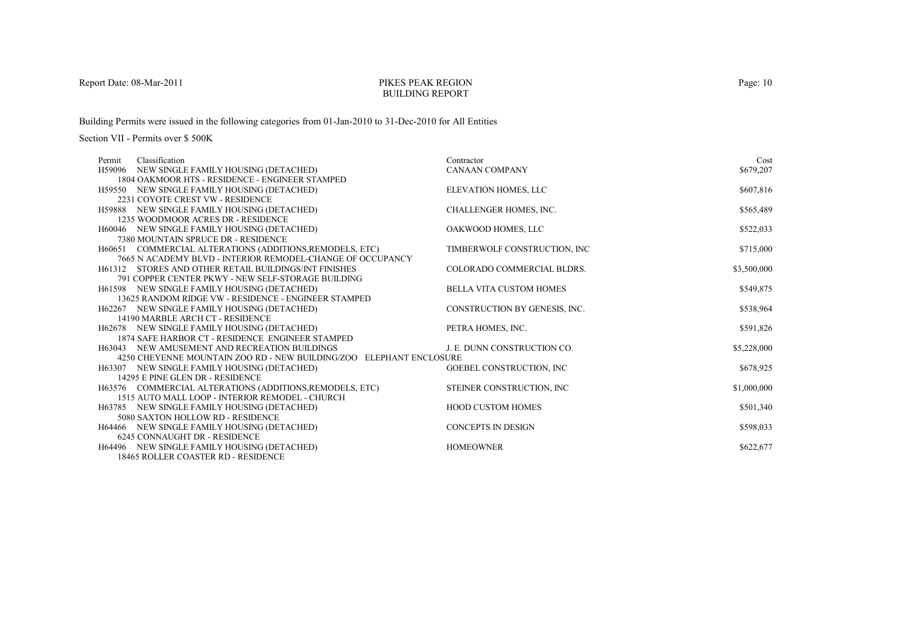Report Date: 08-Mar-2011

PIKES PEAK REGION
BUILDING REPORT

Building Permits were issued in the following categories from 01-Jan-2010 to 31-Dec-2010 for All Entities

Section VII - Permits over $ 500K

| Permit | Classification | Contractor | Cost |
|---|---|---|---|
| H59096 | NEW SINGLE FAMILY HOUSING (DETACHED)<br>1804 OAKMOOR HTS - RESIDENCE - ENGINEER STAMPED | CANAAN COMPANY | $679,207 |
| H59550 | NEW SINGLE FAMILY HOUSING (DETACHED)<br>2231 COYOTE CREST VW - RESIDENCE | ELEVATION HOMES, LLC | $607,816 |
| H59888 | NEW SINGLE FAMILY HOUSING (DETACHED)<br>1235 WOODMOOR ACRES DR - RESIDENCE | CHALLENGER HOMES, INC. | $565,489 |
| H60046 | NEW SINGLE FAMILY HOUSING (DETACHED)<br>7380 MOUNTAIN SPRUCE DR - RESIDENCE | OAKWOOD HOMES, LLC | $522,033 |
| H60651 | COMMERCIAL ALTERATIONS (ADDITIONS,REMODELS, ETC)<br>7665 N ACADEMY BLVD - INTERIOR REMODEL-CHANGE OF OCCUPANCY | TIMBERWOLF CONSTRUCTION, INC | $715,000 |
| H61312 | STORES AND OTHER RETAIL BUILDINGS/INT FINISHES<br>791 COPPER CENTER PKWY - NEW SELF-STORAGE BUILDING | COLORADO COMMERCIAL BLDRS. | $3,500,000 |
| H61598 | NEW SINGLE FAMILY HOUSING (DETACHED)<br>13625 RANDOM RIDGE VW - RESIDENCE - ENGINEER STAMPED | BELLA VITA CUSTOM HOMES | $549,875 |
| H62267 | NEW SINGLE FAMILY HOUSING (DETACHED)<br>14190 MARBLE ARCH CT - RESIDENCE | CONSTRUCTION BY GENESIS, INC. | $538,964 |
| H62678 | NEW SINGLE FAMILY HOUSING (DETACHED)<br>1874 SAFE HARBOR CT - RESIDENCE ENGINEER STAMPED | PETRA HOMES, INC. | $591,826 |
| H63043 | NEW AMUSEMENT AND RECREATION BUILDINGS<br>4250 CHEYENNE MOUNTAIN ZOO RD - NEW BUILDING/ZOO ELEPHANT ENCLOSURE | J. E. DUNN CONSTRUCTION CO. | $5,228,000 |
| H63307 | NEW SINGLE FAMILY HOUSING (DETACHED)<br>14295 E PINE GLEN DR - RESIDENCE | GOEBEL CONSTRUCTION, INC | $678,925 |
| H63576 | COMMERCIAL ALTERATIONS (ADDITIONS,REMODELS, ETC)<br>1515 AUTO MALL LOOP - INTERIOR REMODEL - CHURCH | STEINER CONSTRUCTION, INC | $1,000,000 |
| H63785 | NEW SINGLE FAMILY HOUSING (DETACHED)<br>5080 SAXTON HOLLOW RD - RESIDENCE | HOOD CUSTOM HOMES | $501,340 |
| H64466 | NEW SINGLE FAMILY HOUSING (DETACHED)<br>6245 CONNAUGHT DR - RESIDENCE | CONCEPTS IN DESIGN | $598,033 |
| H64496 | NEW SINGLE FAMILY HOUSING (DETACHED)<br>18465 ROLLER COASTER RD - RESIDENCE | HOMEOWNER | $622,677 |